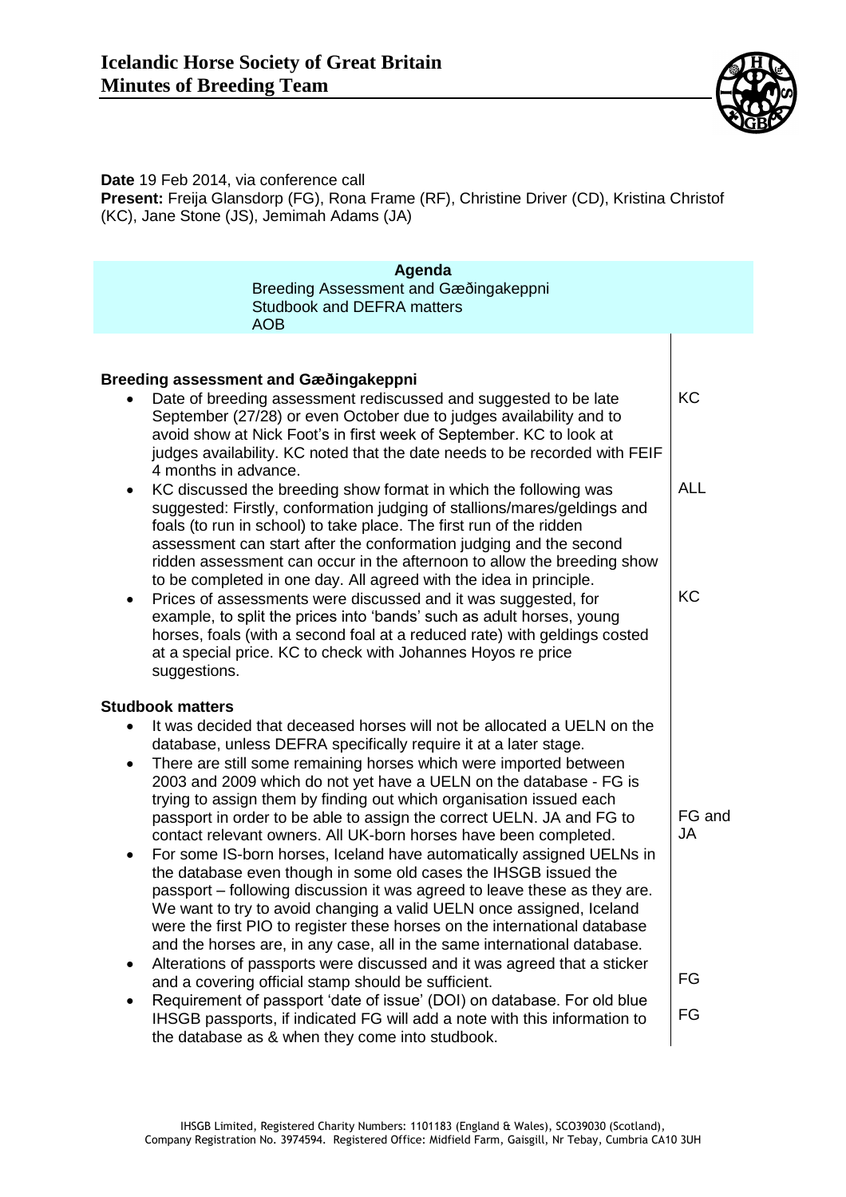# Icelandic Horse Society of Great Britain
# Minutes of Breeding Team

**Date** 19 Feb 2014, via conference call
**Present:** Freija Glansdorp (FG), Rona Frame (RF), Christine Driver (CD), Kristina Christof (KC), Jane Stone (JS), Jemimah Adams (JA)

**Agenda**
Breeding Assessment and Gæðingakeppni
Studbook and DEFRA matters
AOB

### Breeding assessment and Gæðingakeppni

| | Action |
|---|---|
| • Date of breeding assessment rediscussed and suggested to be late September (27/28) or even October due to judges availability and to avoid show at Nick Foot's in first week of September. KC to look at judges availability. KC noted that the date needs to be recorded with FEIF 4 months in advance. | KC |
| • KC discussed the breeding show format in which the following was suggested: Firstly, conformation judging of stallions/mares/geldings and foals (to run in school) to take place. The first run of the ridden assessment can start after the conformation judging and the second ridden assessment can occur in the afternoon to allow the breeding show to be completed in one day. All agreed with the idea in principle. | ALL |
| • Prices of assessments were discussed and it was suggested, for example, to split the prices into 'bands' such as adult horses, young horses, foals (with a second foal at a reduced rate) with geldings costed at a special price. KC to check with Johannes Hoyos re price suggestions. | KC |

### Studbook matters

| | Action |
|---|---|
| • It was decided that deceased horses will not be allocated a UELN on the database, unless DEFRA specifically require it at a later stage. | |
| • There are still some remaining horses which were imported between 2003 and 2009 which do not yet have a UELN on the database - FG is trying to assign them by finding out which organisation issued each passport in order to be able to assign the correct UELN. JA and FG to contact relevant owners. All UK-born horses have been completed. | FG and JA |
| • For some IS-born horses, Iceland have automatically assigned UELNs in the database even though in some old cases the IHSGB issued the passport – following discussion it was agreed to leave these as they are. We want to try to avoid changing a valid UELN once assigned, Iceland were the first PIO to register these horses on the international database and the horses are, in any case, all in the same international database. | |
| • Alterations of passports were discussed and it was agreed that a sticker and a covering official stamp should be sufficient. | FG |
| • Requirement of passport 'date of issue' (DOI) on database. For old blue IHSGB passports, if indicated FG will add a note with this information to the database as & when they come into studbook. | FG |

IHSGB Limited, Registered Charity Numbers: 1101183 (England & Wales), SCO39030 (Scotland), Company Registration No. 3974594. Registered Office: Midfield Farm, Gaisgill, Nr Tebay, Cumbria CA10 3UH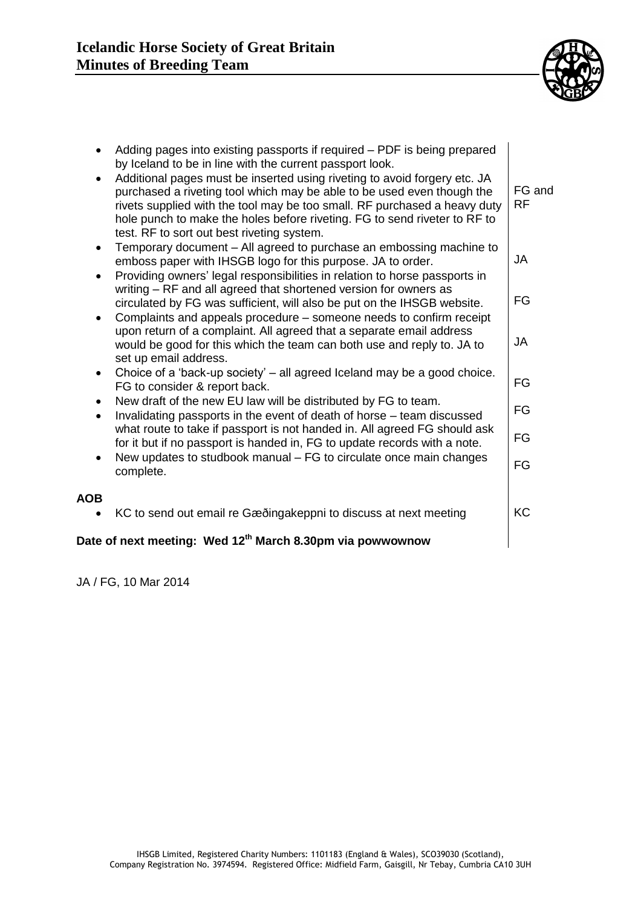| | |
|---|---|
| • Adding pages into existing passports if required – PDF is being prepared by Iceland to be in line with the current passport look. | |
| • Additional pages must be inserted using riveting to avoid forgery etc. JA purchased a riveting tool which may be able to be used even though the rivets supplied with the tool may be too small. RF purchased a heavy duty hole punch to make the holes before riveting. FG to send riveter to RF to test. RF to sort out best riveting system. | FG and RF |
| • Temporary document – All agreed to purchase an embossing machine to emboss paper with IHSGB logo for this purpose. JA to order. | JA |
| • Providing owners' legal responsibilities in relation to horse passports in writing – RF and all agreed that shortened version for owners as circulated by FG was sufficient, will also be put on the IHSGB website. | FG |
| • Complaints and appeals procedure – someone needs to confirm receipt upon return of a complaint. All agreed that a separate email address would be good for this which the team can both use and reply to. JA to set up email address. | JA |
| • Choice of a 'back-up society' – all agreed Iceland may be a good choice. FG to consider & report back. | FG |
| • New draft of the new EU law will be distributed by FG to team. | FG |
| • Invalidating passports in the event of death of horse – team discussed what route to take if passport is not handed in. All agreed FG should ask for it but if no passport is handed in, FG to update records with a note. | FG |
| • New updates to studbook manual – FG to circulate once main changes complete. | FG |
| **AOB** | |
| • KC to send out email re Gæðingakeppni to discuss at next meeting | KC |

**Date of next meeting: Wed 12th March 8.30pm via powwownow**

JA / FG, 10 Mar 2014